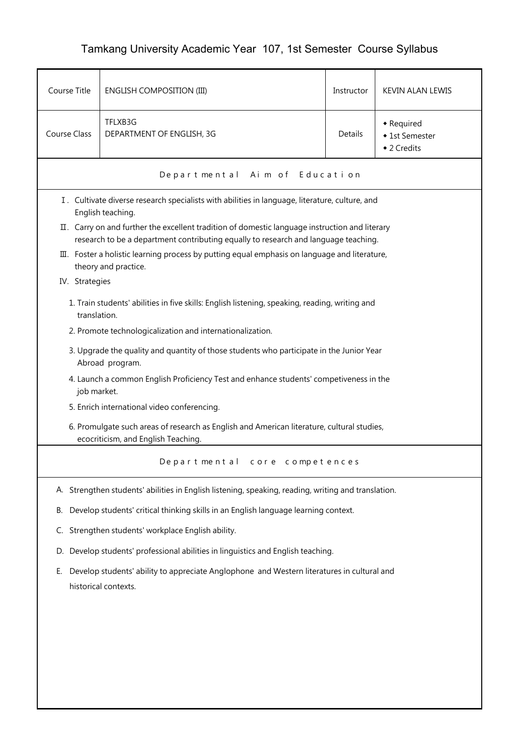# Tamkang University Academic Year 107, 1st Semester Course Syllabus

| Course Title | ENGLISH COMPOSITION (III) | Instructor | KEVIN ALAN LEWIS |
|---|---|---|---|
| Course Class | TFLXB3G<br>DEPARTMENT OF ENGLISH, 3G | Details | ◆ Required<br>◆ 1st Semester<br>◆ 2 Credits |

## Departmental Aim of Education

Ⅰ. Cultivate diverse research specialists with abilities in language, literature, culture, and English teaching.

Ⅱ. Carry on and further the excellent tradition of domestic language instruction and literary research to be a department contributing equally to research and language teaching.

Ⅲ. Foster a holistic learning process by putting equal emphasis on language and literature, theory and practice.

IV. Strategies

1. Train students' abilities in five skills: English listening, speaking, reading, writing and translation.
2. Promote technologicalization and internationalization.
3. Upgrade the quality and quantity of those students who participate in the Junior Year Abroad program.
4. Launch a common English Proficiency Test and enhance students' competiveness in the job market.
5. Enrich international video conferencing.
6. Promulgate such areas of research as English and American literature, cultural studies, ecocriticism, and English Teaching.

## Departmental core competences

A. Strengthen students' abilities in English listening, speaking, reading, writing and translation.

B. Develop students' critical thinking skills in an English language learning context.

C. Strengthen students' workplace English ability.

D. Develop students' professional abilities in linguistics and English teaching.

E. Develop students' ability to appreciate Anglophone and Western literatures in cultural and historical contexts.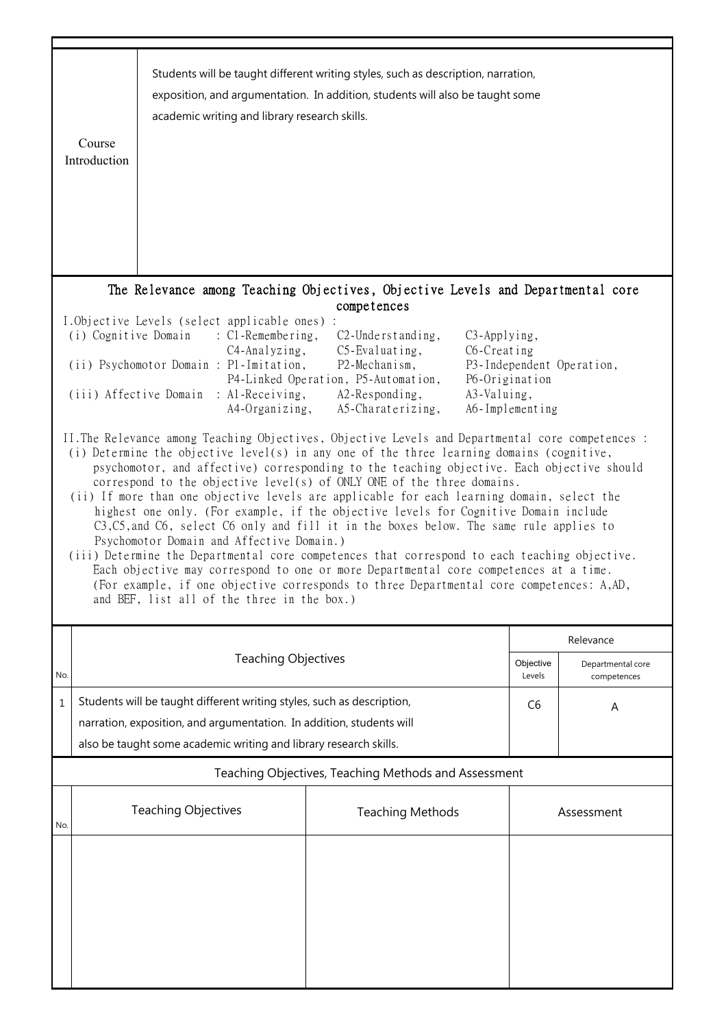| Course Introduction | Students will be taught different writing styles, such as description, narration, exposition, and argumentation. In addition, students will also be taught some academic writing and library research skills. |
|---|---|

## The Relevance among Teaching Objectives, Objective Levels and Departmental core competences

I.Objective Levels (select applicable ones) :

- (i) Cognitive Domain : C1-Remembering, C2-Understanding, C3-Applying, C4-Analyzing, C5-Evaluating, C6-Creating
- (ii) Psychomotor Domain : P1-Imitation, P2-Mechanism, P3-Independent Operation, P4-Linked Operation, P5-Automation, P6-Origination
- (iii) Affective Domain : A1-Receiving, A2-Responding, A3-Valuing, A4-Organizing, A5-Charaterizing, A6-Implementing

II.The Relevance among Teaching Objectives, Objective Levels and Departmental core competences :

- (i) Determine the objective level(s) in any one of the three learning domains (cognitive, psychomotor, and affective) corresponding to the teaching objective. Each objective should correspond to the objective level(s) of ONLY ONE of the three domains.
- (ii) If more than one objective levels are applicable for each learning domain, select the highest one only. (For example, if the objective levels for Cognitive Domain include C3,C5,and C6, select C6 only and fill it in the boxes below. The same rule applies to Psychomotor Domain and Affective Domain.)
- (iii) Determine the Departmental core competences that correspond to each teaching objective. Each objective may correspond to one or more Departmental core competences at a time. (For example, if one objective corresponds to three Departmental core competences: A,AD, and BEF, list all of the three in the box.)

| No. | Teaching Objectives | Relevance | |
|---|---|---|---|
| | | Objective Levels | Departmental core competences |
| 1 | Students will be taught different writing styles, such as description, narration, exposition, and argumentation. In addition, students will also be taught some academic writing and library research skills. | C6 | A |

## Teaching Objectives, Teaching Methods and Assessment

| No. | Teaching Objectives | Teaching Methods | Assessment |
|---|---|---|---|
| | | | |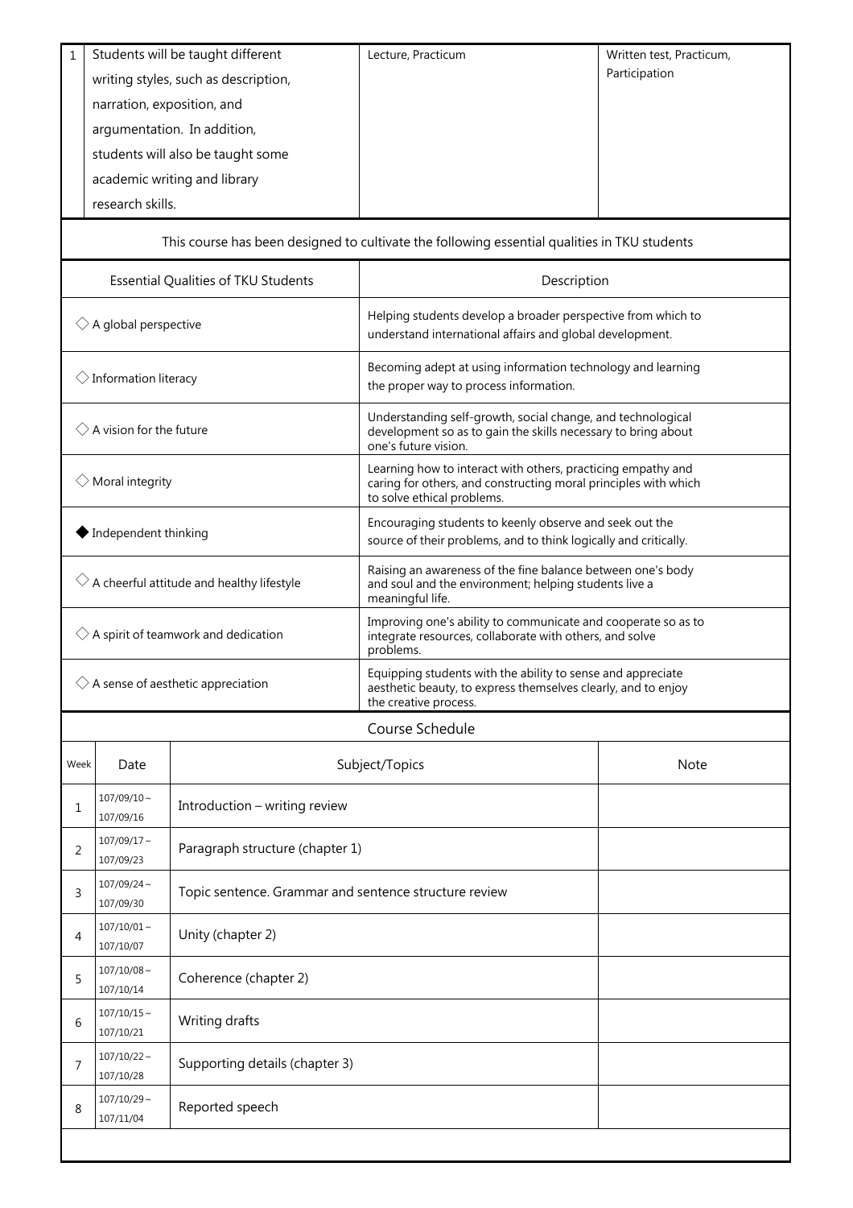| 1 | Students will be taught different writing styles, such as description, narration, exposition, and argumentation. In addition, students will also be taught some academic writing and library research skills. | Lecture, Practicum | Written test, Practicum, Participation |
|---|---|---|---|

This course has been designed to cultivate the following essential qualities in TKU students

| Essential Qualities of TKU Students | Description |
|---|---|
| ◇ A global perspective | Helping students develop a broader perspective from which to understand international affairs and global development. |
| ◇ Information literacy | Becoming adept at using information technology and learning the proper way to process information. |
| ◇ A vision for the future | Understanding self-growth, social change, and technological development so as to gain the skills necessary to bring about one's future vision. |
| ◇ Moral integrity | Learning how to interact with others, practicing empathy and caring for others, and constructing moral principles with which to solve ethical problems. |
| ◆ Independent thinking | Encouraging students to keenly observe and seek out the source of their problems, and to think logically and critically. |
| ◇ A cheerful attitude and healthy lifestyle | Raising an awareness of the fine balance between one's body and soul and the environment; helping students live a meaningful life. |
| ◇ A spirit of teamwork and dedication | Improving one's ability to communicate and cooperate so as to integrate resources, collaborate with others, and solve problems. |
| ◇ A sense of aesthetic appreciation | Equipping students with the ability to sense and appreciate aesthetic beauty, to express themselves clearly, and to enjoy the creative process. |

Course Schedule

| Week | Date | Subject/Topics | Note |
|---|---|---|---|
| 1 | 107/09/10 ~ 107/09/16 | Introduction – writing review | |
| 2 | 107/09/17 ~ 107/09/23 | Paragraph structure (chapter 1) | |
| 3 | 107/09/24 ~ 107/09/30 | Topic sentence. Grammar and sentence structure review | |
| 4 | 107/10/01 ~ 107/10/07 | Unity (chapter 2) | |
| 5 | 107/10/08 ~ 107/10/14 | Coherence (chapter 2) | |
| 6 | 107/10/15 ~ 107/10/21 | Writing drafts | |
| 7 | 107/10/22 ~ 107/10/28 | Supporting details (chapter 3) | |
| 8 | 107/10/29 ~ 107/11/04 | Reported speech | |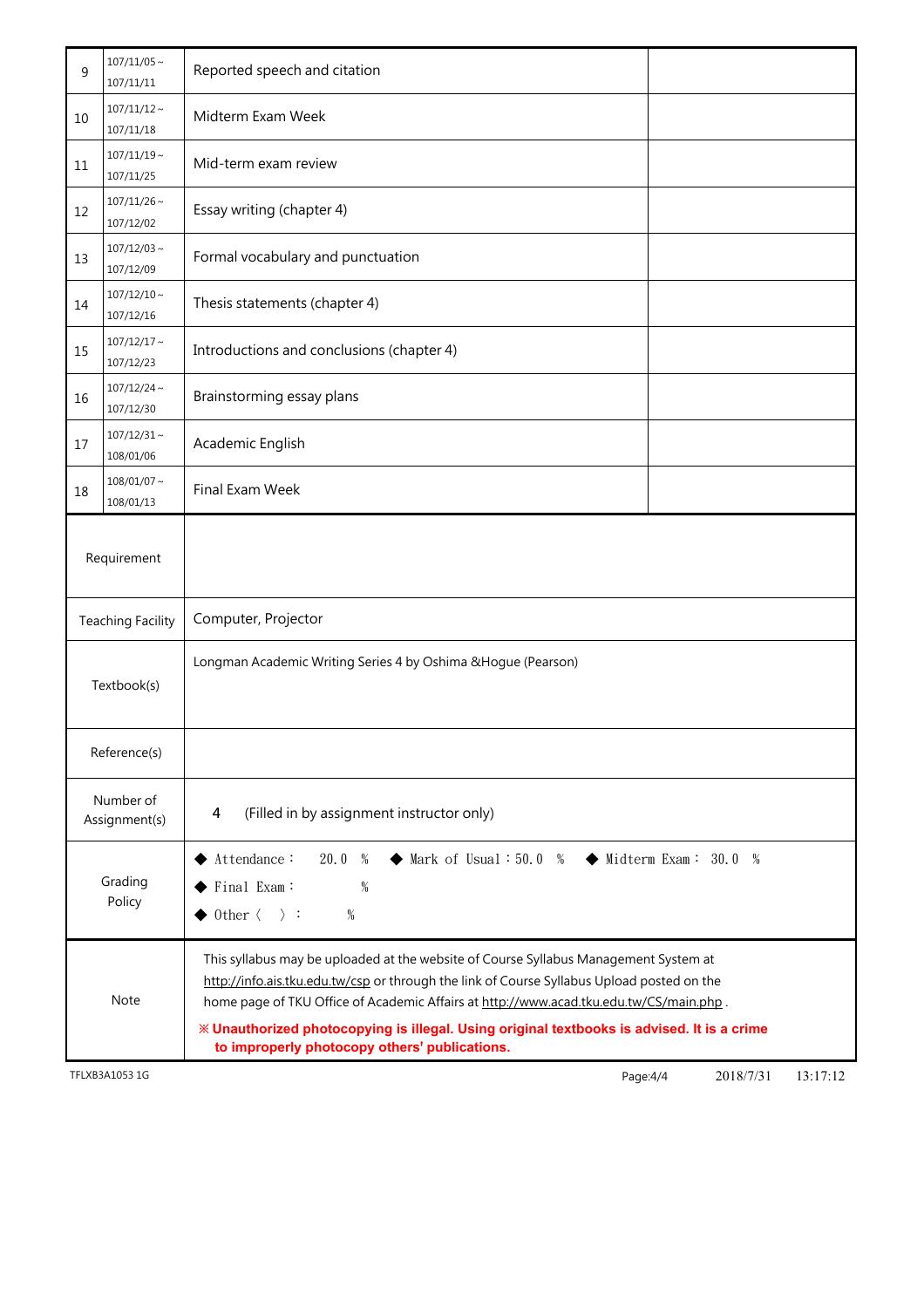| | | | |
|---|---|---|---|
| 9 | 107/11/05～107/11/11 | Reported speech and citation | |
| 10 | 107/11/12～107/11/18 | Midterm Exam Week | |
| 11 | 107/11/19～107/11/25 | Mid-term exam review | |
| 12 | 107/11/26～107/12/02 | Essay writing (chapter 4) | |
| 13 | 107/12/03～107/12/09 | Formal vocabulary and punctuation | |
| 14 | 107/12/10～107/12/16 | Thesis statements (chapter 4) | |
| 15 | 107/12/17～107/12/23 | Introductions and conclusions (chapter 4) | |
| 16 | 107/12/24～107/12/30 | Brainstorming essay plans | |
| 17 | 107/12/31～108/01/06 | Academic English | |
| 18 | 108/01/07～108/01/13 | Final Exam Week | |

| | |
|---|---|
| Requirement | |
| Teaching Facility | Computer, Projector |
| Textbook(s) | Longman Academic Writing Series 4 by Oshima &Hogue (Pearson) |
| Reference(s) | |
| Number of Assignment(s) | 4 (Filled in by assignment instructor only) |
| Grading Policy | ◆ Attendance： 20.0 % ◆ Mark of Usual：50.0 % ◆ Midterm Exam： 30.0 %<br>◆ Final Exam： %<br>◆ Other〈 〉： % |
| Note | This syllabus may be uploaded at the website of Course Syllabus Management System at http://info.ais.tku.edu.tw/csp or through the link of Course Syllabus Upload posted on the home page of TKU Office of Academic Affairs at http://www.acad.tku.edu.tw/CS/main.php .<br>**※ Unauthorized photocopying is illegal. Using original textbooks is advised. It is a crime to improperly photocopy others' publications.** |

TFLXB3A1053 1G 2018/7/31 13:17:12